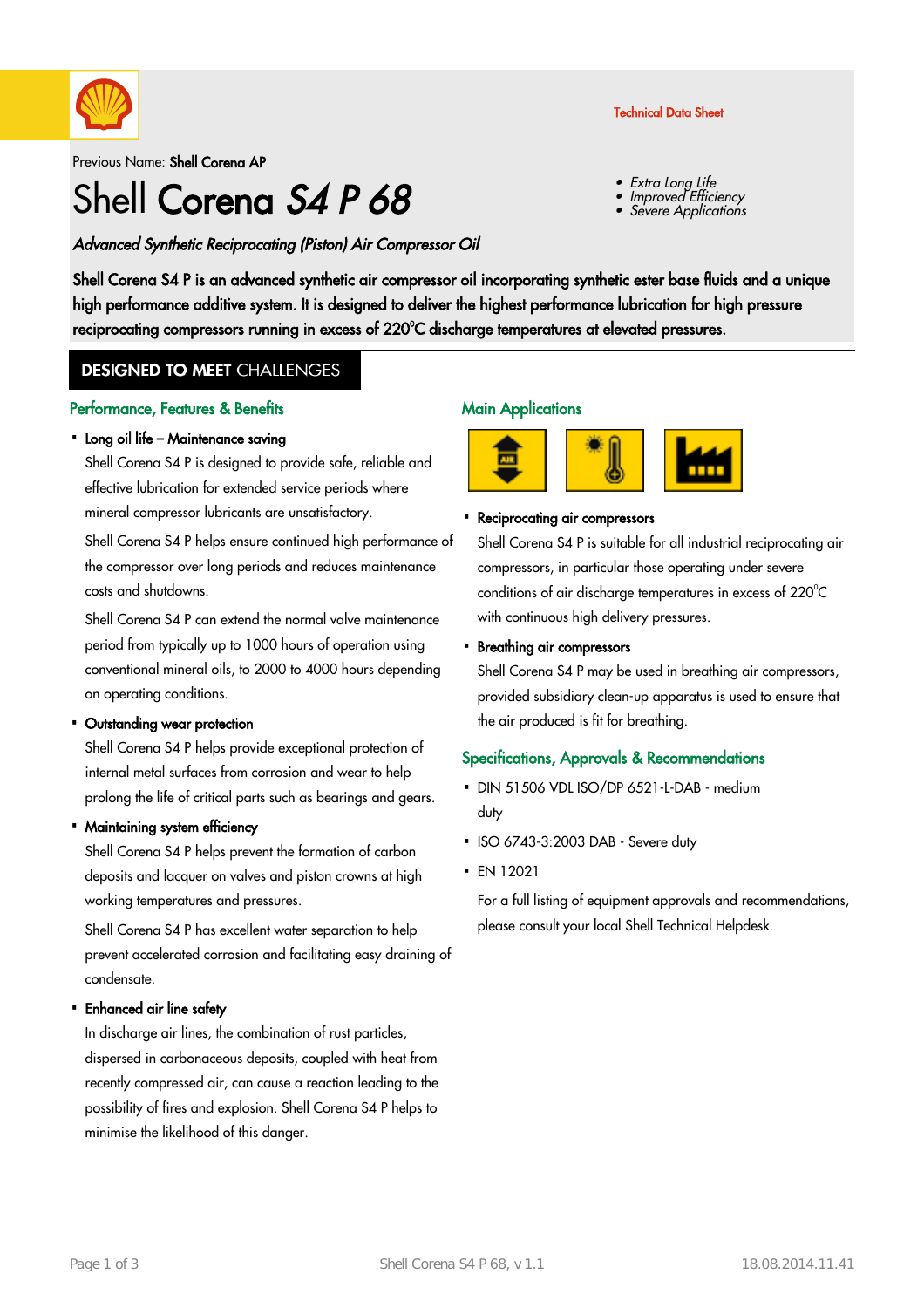Technical Data Sheet

Previous Name: **Shell Corena AP**

# Shell **Corena** ***S4 P 68***

- *Extra Long Life*
- *Improved Efficiency*
- *Severe Applications*

*Advanced Synthetic Reciprocating (Piston) Air Compressor Oil*

**Shell Corena S4 P is an advanced synthetic air compressor oil incorporating synthetic ester base fluids and a unique high performance additive system. It is designed to deliver the highest performance lubrication for high pressure reciprocating compressors running in excess of 220°C discharge temperatures at elevated pressures.**

## DESIGNED TO MEET CHALLENGES

### Performance, Features & Benefits

- **Long oil life – Maintenance saving**

  Shell Corena S4 P is designed to provide safe, reliable and effective lubrication for extended service periods where mineral compressor lubricants are unsatisfactory.

  Shell Corena S4 P helps ensure continued high performance of the compressor over long periods and reduces maintenance costs and shutdowns.

  Shell Corena S4 P can extend the normal valve maintenance period from typically up to 1000 hours of operation using conventional mineral oils, to 2000 to 4000 hours depending on operating conditions.

- **Outstanding wear protection**

  Shell Corena S4 P helps provide exceptional protection of internal metal surfaces from corrosion and wear to help prolong the life of critical parts such as bearings and gears.

- **Maintaining system efficiency**

  Shell Corena S4 P helps prevent the formation of carbon deposits and lacquer on valves and piston crowns at high working temperatures and pressures.

  Shell Corena S4 P has excellent water separation to help prevent accelerated corrosion and facilitating easy draining of condensate.

- **Enhanced air line safety**

  In discharge air lines, the combination of rust particles, dispersed in carbonaceous deposits, coupled with heat from recently compressed air, can cause a reaction leading to the possibility of fires and explosion. Shell Corena S4 P helps to minimise the likelihood of this danger.

### Main Applications

- **Reciprocating air compressors**

  Shell Corena S4 P is suitable for all industrial reciprocating air compressors, in particular those operating under severe conditions of air discharge temperatures in excess of 220°C with continuous high delivery pressures.

- **Breathing air compressors**

  Shell Corena S4 P may be used in breathing air compressors, provided subsidiary clean-up apparatus is used to ensure that the air produced is fit for breathing.

### Specifications, Approvals & Recommendations

- DIN 51506 VDL ISO/DP 6521-L-DAB - medium duty
- ISO 6743-3:2003 DAB - Severe duty
- EN 12021

  For a full listing of equipment approvals and recommendations, please consult your local Shell Technical Helpdesk.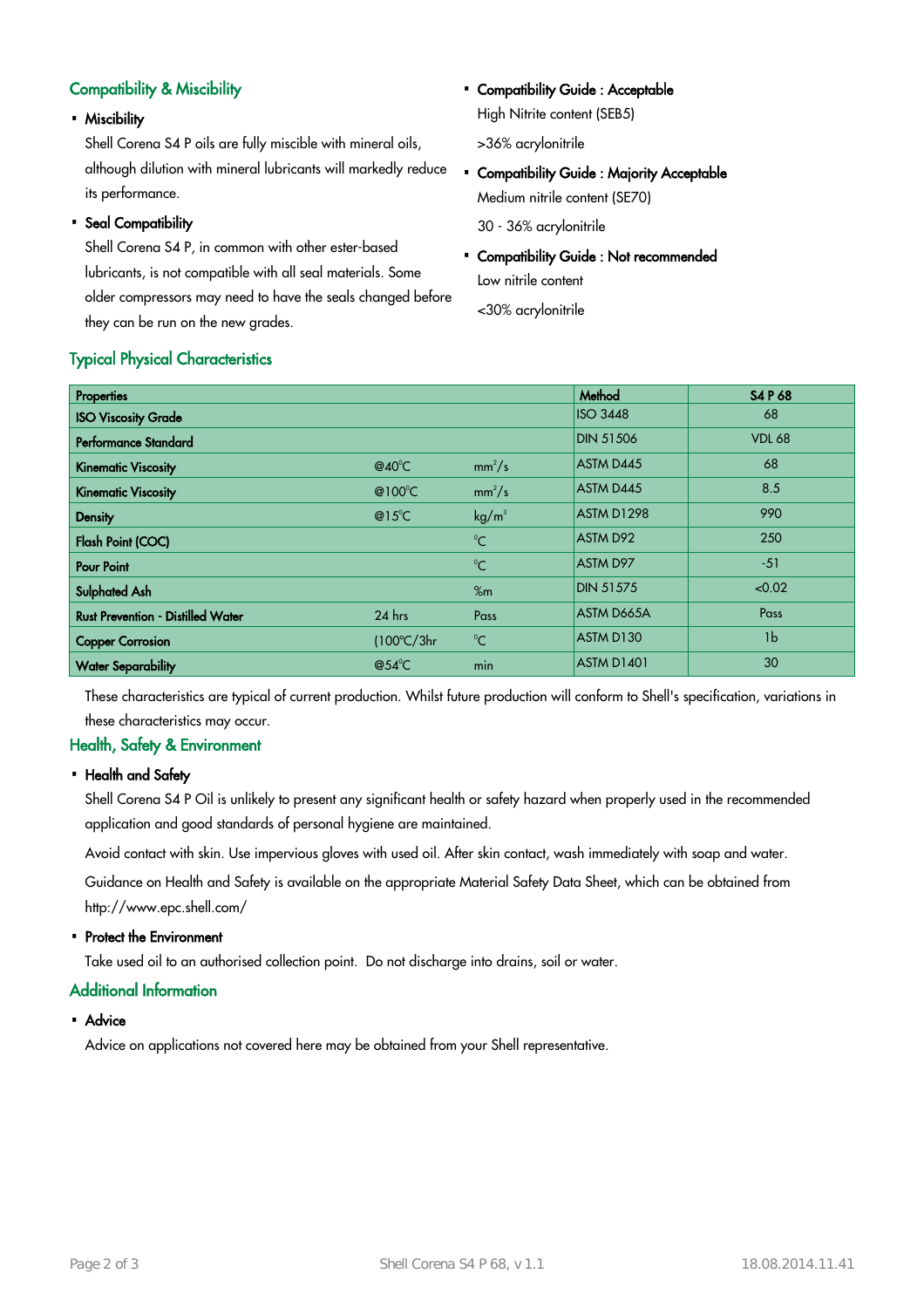## Compatibility & Miscibility

- **Miscibility**

  Shell Corena S4 P oils are fully miscible with mineral oils, although dilution with mineral lubricants will markedly reduce its performance.

- **Seal Compatibility**

  Shell Corena S4 P, in common with other ester-based lubricants, is not compatible with all seal materials. Some older compressors may need to have the seals changed before they can be run on the new grades.

- **Compatibility Guide : Acceptable**

  High Nitrite content (SEB5)

  >36% acrylonitrile

- **Compatibility Guide : Majority Acceptable**

  Medium nitrile content (SE70)

  30 - 36% acrylonitrile

- **Compatibility Guide : Not recommended**

  Low nitrile content

  <30% acrylonitrile

## Typical Physical Characteristics

| Properties | | | Method | S4 P 68 |
|---|---|---|---|---|
| ISO Viscosity Grade | | | ISO 3448 | 68 |
| Performance Standard | | | DIN 51506 | VDL 68 |
| Kinematic Viscosity | @40°C | $mm^2/s$ | ASTM D445 | 68 |
| Kinematic Viscosity | @100°C | $mm^2/s$ | ASTM D445 | 8.5 |
| Density | @15°C | $kg/m^3$ | ASTM D1298 | 990 |
| Flash Point (COC) | | °C | ASTM D92 | 250 |
| Pour Point | | °C | ASTM D97 | -51 |
| Sulphated Ash | | %m | DIN 51575 | <0.02 |
| Rust Prevention - Distilled Water | 24 hrs | Pass | ASTM D665A | Pass |
| Copper Corrosion | (100°C/3hr | °C | ASTM D130 | 1b |
| Water Separability | @54°C | min | ASTM D1401 | 30 |

These characteristics are typical of current production. Whilst future production will conform to Shell's specification, variations in these characteristics may occur.

## Health, Safety & Environment

- **Health and Safety**

  Shell Corena S4 P Oil is unlikely to present any significant health or safety hazard when properly used in the recommended application and good standards of personal hygiene are maintained.

  Avoid contact with skin. Use impervious gloves with used oil. After skin contact, wash immediately with soap and water.

  Guidance on Health and Safety is available on the appropriate Material Safety Data Sheet, which can be obtained from http://www.epc.shell.com/

- **Protect the Environment**

  Take used oil to an authorised collection point. Do not discharge into drains, soil or water.

## Additional Information

- **Advice**

  Advice on applications not covered here may be obtained from your Shell representative.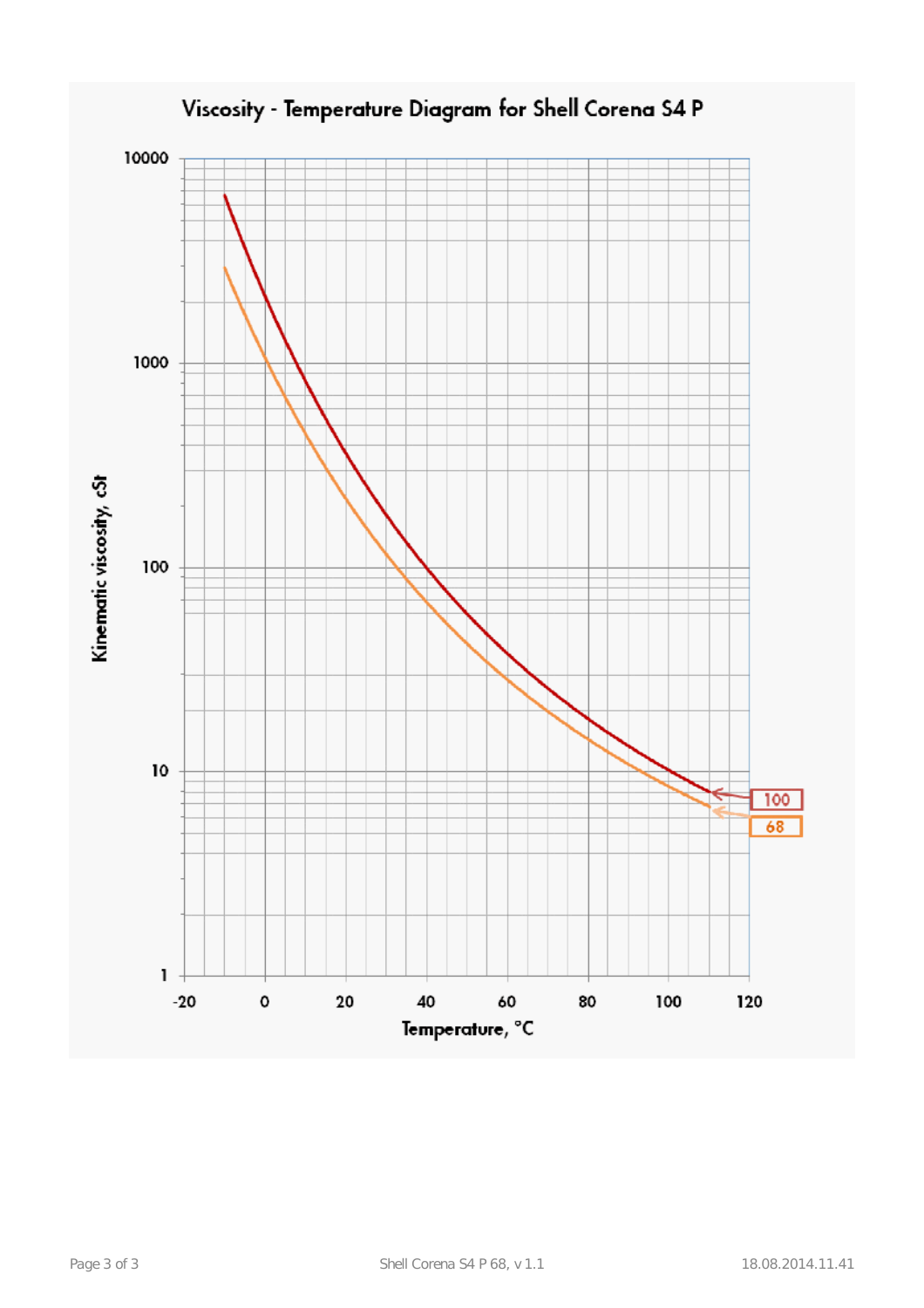Viscosity - Temperature Diagram for Shell Corena S4 P

Kinematic viscosity, cSt

10000

1000

100

10

1

-20
0
20
40
60
80
100
120

Temperature, °C

100

68